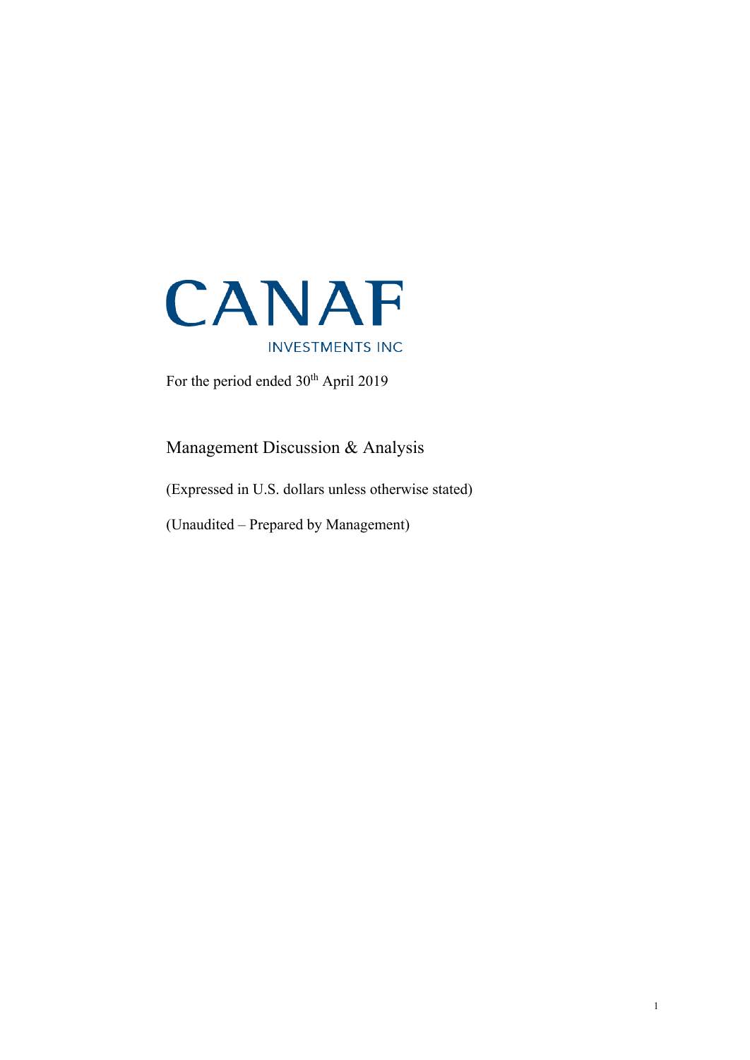# CANAF

INVESTMENTS INC

For the period ended 30th April 2019

## Management Discussion & Analysis

(Expressed in U.S. dollars unless otherwise stated)

(Unaudited – Prepared by Management)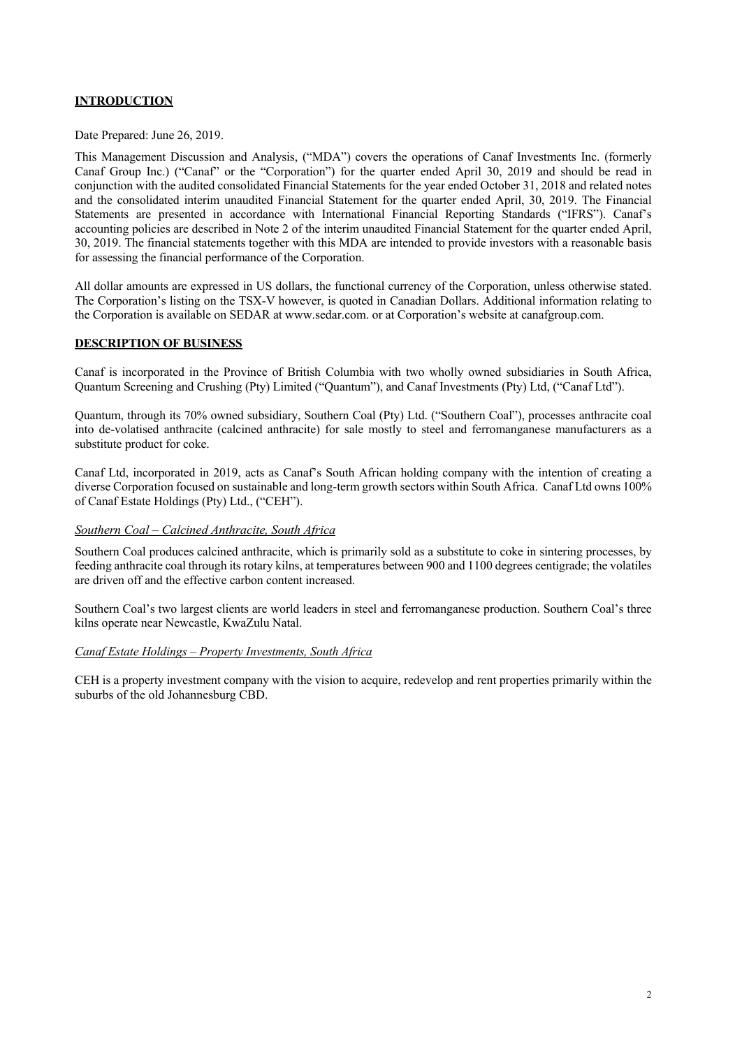## INTRODUCTION

Date Prepared: June 26, 2019.

This Management Discussion and Analysis, ("MDA") covers the operations of Canaf Investments Inc. (formerly Canaf Group Inc.) ("Canaf" or the "Corporation") for the quarter ended April 30, 2019 and should be read in conjunction with the audited consolidated Financial Statements for the year ended October 31, 2018 and related notes and the consolidated interim unaudited Financial Statement for the quarter ended April, 30, 2019. The Financial Statements are presented in accordance with International Financial Reporting Standards ("IFRS"). Canaf's accounting policies are described in Note 2 of the interim unaudited Financial Statement for the quarter ended April, 30, 2019. The financial statements together with this MDA are intended to provide investors with a reasonable basis for assessing the financial performance of the Corporation.

All dollar amounts are expressed in US dollars, the functional currency of the Corporation, unless otherwise stated. The Corporation's listing on the TSX-V however, is quoted in Canadian Dollars. Additional information relating to the Corporation is available on SEDAR at www.sedar.com. or at Corporation's website at canafgroup.com.

## DESCRIPTION OF BUSINESS

Canaf is incorporated in the Province of British Columbia with two wholly owned subsidiaries in South Africa, Quantum Screening and Crushing (Pty) Limited ("Quantum"), and Canaf Investments (Pty) Ltd, ("Canaf Ltd").

Quantum, through its 70% owned subsidiary, Southern Coal (Pty) Ltd. ("Southern Coal"), processes anthracite coal into de-volatised anthracite (calcined anthracite) for sale mostly to steel and ferromanganese manufacturers as a substitute product for coke.

Canaf Ltd, incorporated in 2019, acts as Canaf's South African holding company with the intention of creating a diverse Corporation focused on sustainable and long-term growth sectors within South Africa. Canaf Ltd owns 100% of Canaf Estate Holdings (Pty) Ltd., ("CEH").

### *Southern Coal – Calcined Anthracite, South Africa*

Southern Coal produces calcined anthracite, which is primarily sold as a substitute to coke in sintering processes, by feeding anthracite coal through its rotary kilns, at temperatures between 900 and 1100 degrees centigrade; the volatiles are driven off and the effective carbon content increased.

Southern Coal's two largest clients are world leaders in steel and ferromanganese production. Southern Coal's three kilns operate near Newcastle, KwaZulu Natal.

### *Canaf Estate Holdings – Property Investments, South Africa*

CEH is a property investment company with the vision to acquire, redevelop and rent properties primarily within the suburbs of the old Johannesburg CBD.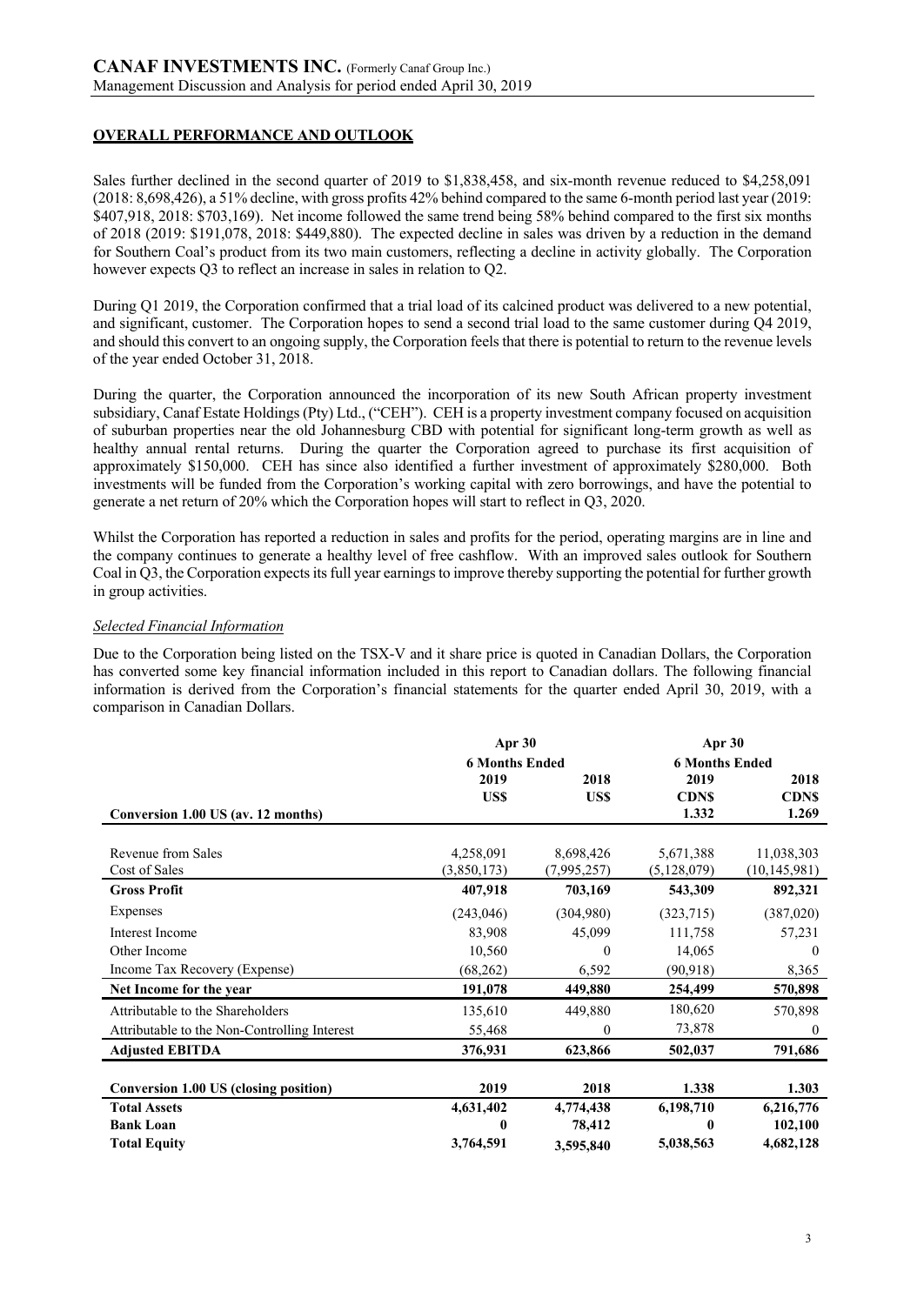## OVERALL PERFORMANCE AND OUTLOOK

Sales further declined in the second quarter of 2019 to $1,838,458, and six-month revenue reduced to $4,258,091 (2018: 8,698,426), a 51% decline, with gross profits 42% behind compared to the same 6-month period last year (2019: $407,918, 2018: $703,169). Net income followed the same trend being 58% behind compared to the first six months of 2018 (2019: $191,078, 2018: $449,880). The expected decline in sales was driven by a reduction in the demand for Southern Coal's product from its two main customers, reflecting a decline in activity globally. The Corporation however expects Q3 to reflect an increase in sales in relation to Q2.

During Q1 2019, the Corporation confirmed that a trial load of its calcined product was delivered to a new potential, and significant, customer. The Corporation hopes to send a second trial load to the same customer during Q4 2019, and should this convert to an ongoing supply, the Corporation feels that there is potential to return to the revenue levels of the year ended October 31, 2018.

During the quarter, the Corporation announced the incorporation of its new South African property investment subsidiary, Canaf Estate Holdings (Pty) Ltd., ("CEH"). CEH is a property investment company focused on acquisition of suburban properties near the old Johannesburg CBD with potential for significant long-term growth as well as healthy annual rental returns. During the quarter the Corporation agreed to purchase its first acquisition of approximately $150,000. CEH has since also identified a further investment of approximately $280,000. Both investments will be funded from the Corporation's working capital with zero borrowings, and have the potential to generate a net return of 20% which the Corporation hopes will start to reflect in Q3, 2020.

Whilst the Corporation has reported a reduction in sales and profits for the period, operating margins are in line and the company continues to generate a healthy level of free cashflow. With an improved sales outlook for Southern Coal in Q3, the Corporation expects its full year earnings to improve thereby supporting the potential for further growth in group activities.

### *Selected Financial Information*

Due to the Corporation being listed on the TSX-V and it share price is quoted in Canadian Dollars, the Corporation has converted some key financial information included in this report to Canadian dollars. The following financial information is derived from the Corporation's financial statements for the quarter ended April 30, 2019, with a comparison in Canadian Dollars.

| | Apr 30 | | Apr 30 | |
|---|---|---|---|---|
| | 6 Months Ended | | 6 Months Ended | |
| | 2019 | 2018 | 2019 | 2018 |
| | US$ | US$ | CDN$ | CDN$ |
| **Conversion 1.00 US (av. 12 months)** | | | 1.332 | 1.269 |
| Revenue from Sales | 4,258,091 | 8,698,426 | 5,671,388 | 11,038,303 |
| Cost of Sales | (3,850,173) | (7,995,257) | (5,128,079) | (10,145,981) |
| **Gross Profit** | **407,918** | **703,169** | **543,309** | **892,321** |
| Expenses | (243,046) | (304,980) | (323,715) | (387,020) |
| Interest Income | 83,908 | 45,099 | 111,758 | 57,231 |
| Other Income | 10,560 | 0 | 14,065 | 0 |
| Income Tax Recovery (Expense) | (68,262) | 6,592 | (90,918) | 8,365 |
| **Net Income for the year** | **191,078** | **449,880** | **254,499** | **570,898** |
| Attributable to the Shareholders | 135,610 | 449,880 | 180,620 | 570,898 |
| Attributable to the Non-Controlling Interest | 55,468 | 0 | 73,878 | 0 |
| **Adjusted EBITDA** | **376,931** | **623,866** | **502,037** | **791,686** |
| **Conversion 1.00 US (closing position)** | **2019** | **2018** | **1.338** | **1.303** |
| **Total Assets** | **4,631,402** | **4,774,438** | **6,198,710** | **6,216,776** |
| **Bank Loan** | **0** | **78,412** | **0** | **102,100** |
| **Total Equity** | **3,764,591** | **3,595,840** | **5,038,563** | **4,682,128** |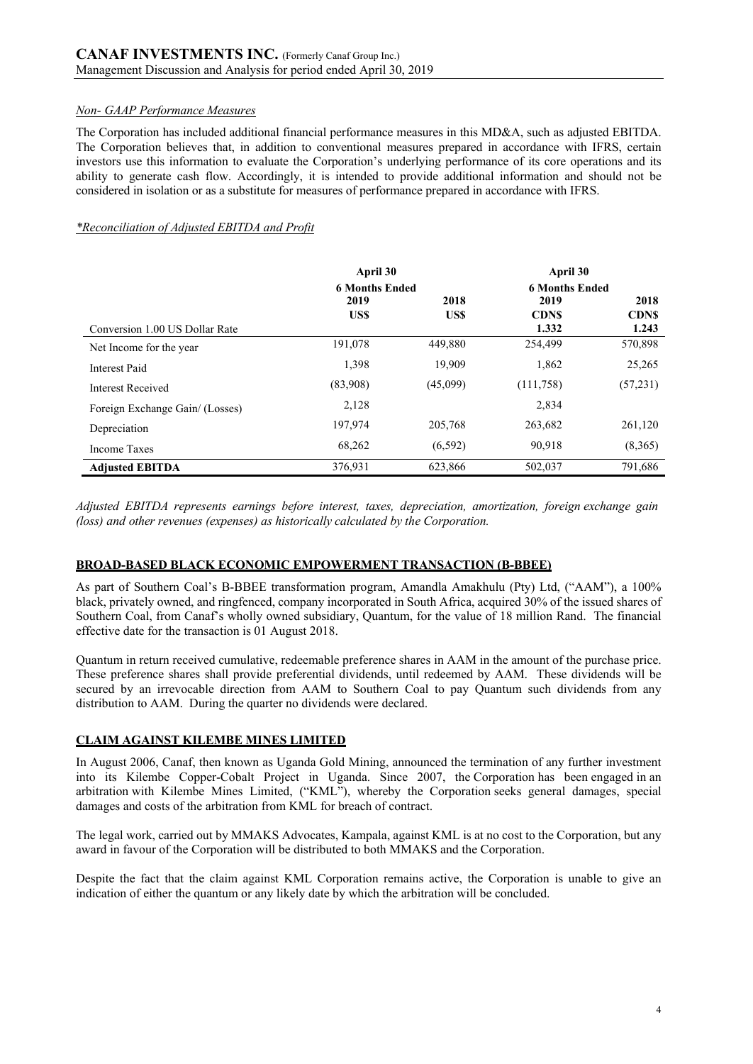### *Non- GAAP Performance Measures*

The Corporation has included additional financial performance measures in this MD&A, such as adjusted EBITDA. The Corporation believes that, in addition to conventional measures prepared in accordance with IFRS, certain investors use this information to evaluate the Corporation's underlying performance of its core operations and its ability to generate cash flow. Accordingly, it is intended to provide additional information and should not be considered in isolation or as a substitute for measures of performance prepared in accordance with IFRS.

*\*Reconciliation of Adjusted EBITDA and Profit*

| | April 30 | | April 30 | |
|---|---|---|---|---|
| | **6 Months Ended** | | **6 Months Ended** | |
| | **2019** | **2018** | **2019** | **2018** |
| | **US$** | **US$** | **CDN$** | **CDN$** |
| Conversion 1.00 US Dollar Rate | | | **1.332** | **1.243** |
| Net Income for the year | 191,078 | 449,880 | 254,499 | 570,898 |
| Interest Paid | 1,398 | 19,909 | 1,862 | 25,265 |
| Interest Received | (83,908) | (45,099) | (111,758) | (57,231) |
| Foreign Exchange Gain/ (Losses) | 2,128 | | 2,834 | |
| Depreciation | 197,974 | 205,768 | 263,682 | 261,120 |
| Income Taxes | 68,262 | (6,592) | 90,918 | (8,365) |
| **Adjusted EBITDA** | 376,931 | 623,866 | 502,037 | 791,686 |

*Adjusted EBITDA represents earnings before interest, taxes, depreciation, amortization, foreign exchange gain (loss) and other revenues (expenses) as historically calculated by the Corporation.*

## BROAD-BASED BLACK ECONOMIC EMPOWERMENT TRANSACTION (B-BBEE)

As part of Southern Coal's B-BBEE transformation program, Amandla Amakhulu (Pty) Ltd, ("AAM"), a 100% black, privately owned, and ringfenced, company incorporated in South Africa, acquired 30% of the issued shares of Southern Coal, from Canaf's wholly owned subsidiary, Quantum, for the value of 18 million Rand. The financial effective date for the transaction is 01 August 2018.

Quantum in return received cumulative, redeemable preference shares in AAM in the amount of the purchase price. These preference shares shall provide preferential dividends, until redeemed by AAM. These dividends will be secured by an irrevocable direction from AAM to Southern Coal to pay Quantum such dividends from any distribution to AAM. During the quarter no dividends were declared.

## CLAIM AGAINST KILEMBE MINES LIMITED

In August 2006, Canaf, then known as Uganda Gold Mining, announced the termination of any further investment into its Kilembe Copper-Cobalt Project in Uganda. Since 2007, the Corporation has been engaged in an arbitration with Kilembe Mines Limited, ("KML"), whereby the Corporation seeks general damages, special damages and costs of the arbitration from KML for breach of contract.

The legal work, carried out by MMAKS Advocates, Kampala, against KML is at no cost to the Corporation, but any award in favour of the Corporation will be distributed to both MMAKS and the Corporation.

Despite the fact that the claim against KML Corporation remains active, the Corporation is unable to give an indication of either the quantum or any likely date by which the arbitration will be concluded.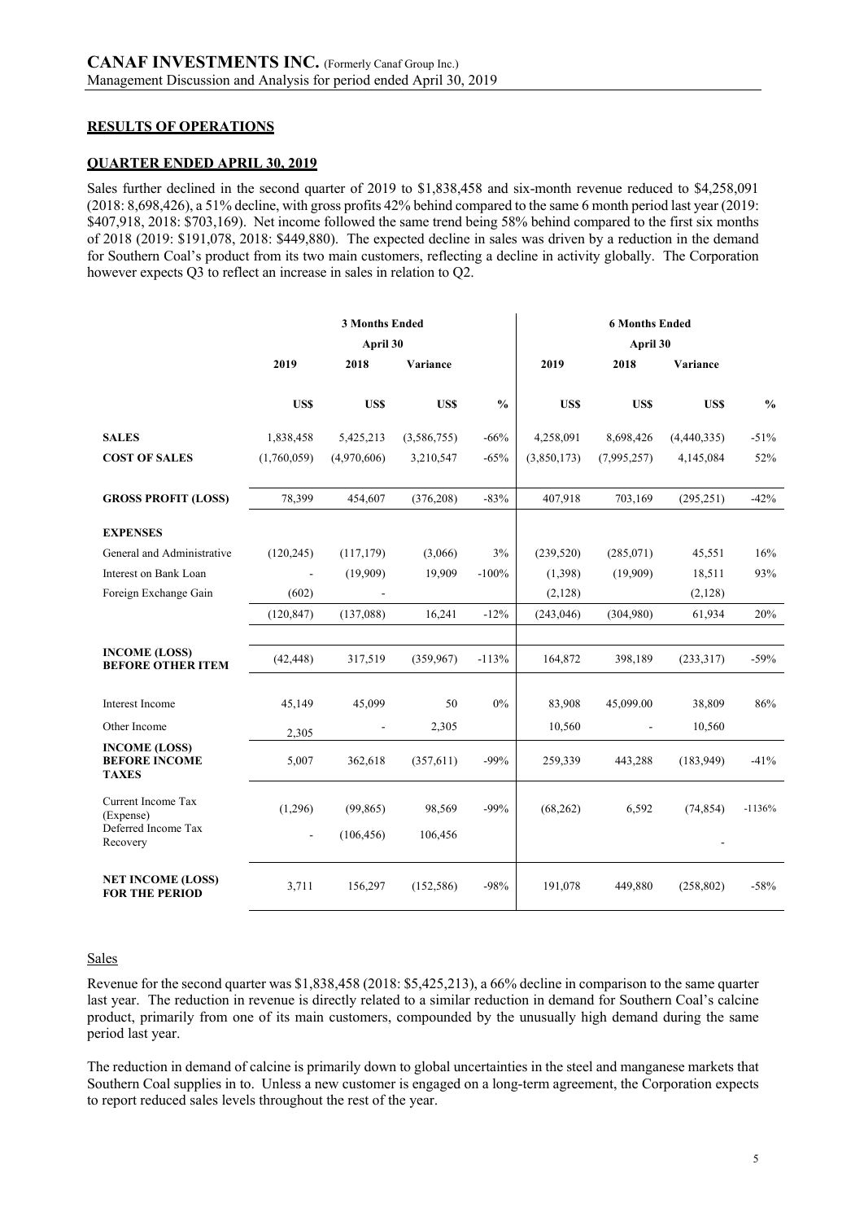## RESULTS OF OPERATIONS

### QUARTER ENDED APRIL 30, 2019

Sales further declined in the second quarter of 2019 to $1,838,458 and six-month revenue reduced to $4,258,091 (2018: 8,698,426), a 51% decline, with gross profits 42% behind compared to the same 6 month period last year (2019: $407,918, 2018: $703,169). Net income followed the same trend being 58% behind compared to the first six months of 2018 (2019: $191,078, 2018: $449,880). The expected decline in sales was driven by a reduction in the demand for Southern Coal's product from its two main customers, reflecting a decline in activity globally. The Corporation however expects Q3 to reflect an increase in sales in relation to Q2.

| | 3 Months Ended April 30 | | | | 6 Months Ended April 30 | | | |
|---|---|---|---|---|---|---|---|---|
| | 2019 | 2018 | Variance | | 2019 | 2018 | Variance | |
| | US$ | US$ | US$ | % | US$ | US$ | US$ | % |
| **SALES** | 1,838,458 | 5,425,213 | (3,586,755) | -66% | 4,258,091 | 8,698,426 | (4,440,335) | -51% |
| **COST OF SALES** | (1,760,059) | (4,970,606) | 3,210,547 | -65% | (3,850,173) | (7,995,257) | 4,145,084 | 52% |
| **GROSS PROFIT (LOSS)** | 78,399 | 454,607 | (376,208) | -83% | 407,918 | 703,169 | (295,251) | -42% |
| **EXPENSES** | | | | | | | | |
| General and Administrative | (120,245) | (117,179) | (3,066) | 3% | (239,520) | (285,071) | 45,551 | 16% |
| Interest on Bank Loan | - | (19,909) | 19,909 | -100% | (1,398) | (19,909) | 18,511 | 93% |
| Foreign Exchange Gain | (602) | - | | | (2,128) | | (2,128) | |
| | (120,847) | (137,088) | 16,241 | -12% | (243,046) | (304,980) | 61,934 | 20% |
| **INCOME (LOSS) BEFORE OTHER ITEM** | (42,448) | 317,519 | (359,967) | -113% | 164,872 | 398,189 | (233,317) | -59% |
| Interest Income | 45,149 | 45,099 | 50 | 0% | 83,908 | 45,099.00 | 38,809 | 86% |
| Other Income | 2,305 | - | 2,305 | | 10,560 | - | 10,560 | |
| **INCOME (LOSS) BEFORE INCOME TAXES** | 5,007 | 362,618 | (357,611) | -99% | 259,339 | 443,288 | (183,949) | -41% |
| Current Income Tax (Expense) | (1,296) | (99,865) | 98,569 | -99% | (68,262) | 6,592 | (74,854) | -1136% |
| Deferred Income Tax Recovery | - | (106,456) | 106,456 | | | | - | |
| **NET INCOME (LOSS) FOR THE PERIOD** | 3,711 | 156,297 | (152,586) | -98% | 191,078 | 449,880 | (258,802) | -58% |

Sales

Revenue for the second quarter was $1,838,458 (2018: $5,425,213), a 66% decline in comparison to the same quarter last year. The reduction in revenue is directly related to a similar reduction in demand for Southern Coal's calcine product, primarily from one of its main customers, compounded by the unusually high demand during the same period last year.

The reduction in demand of calcine is primarily down to global uncertainties in the steel and manganese markets that Southern Coal supplies in to. Unless a new customer is engaged on a long-term agreement, the Corporation expects to report reduced sales levels throughout the rest of the year.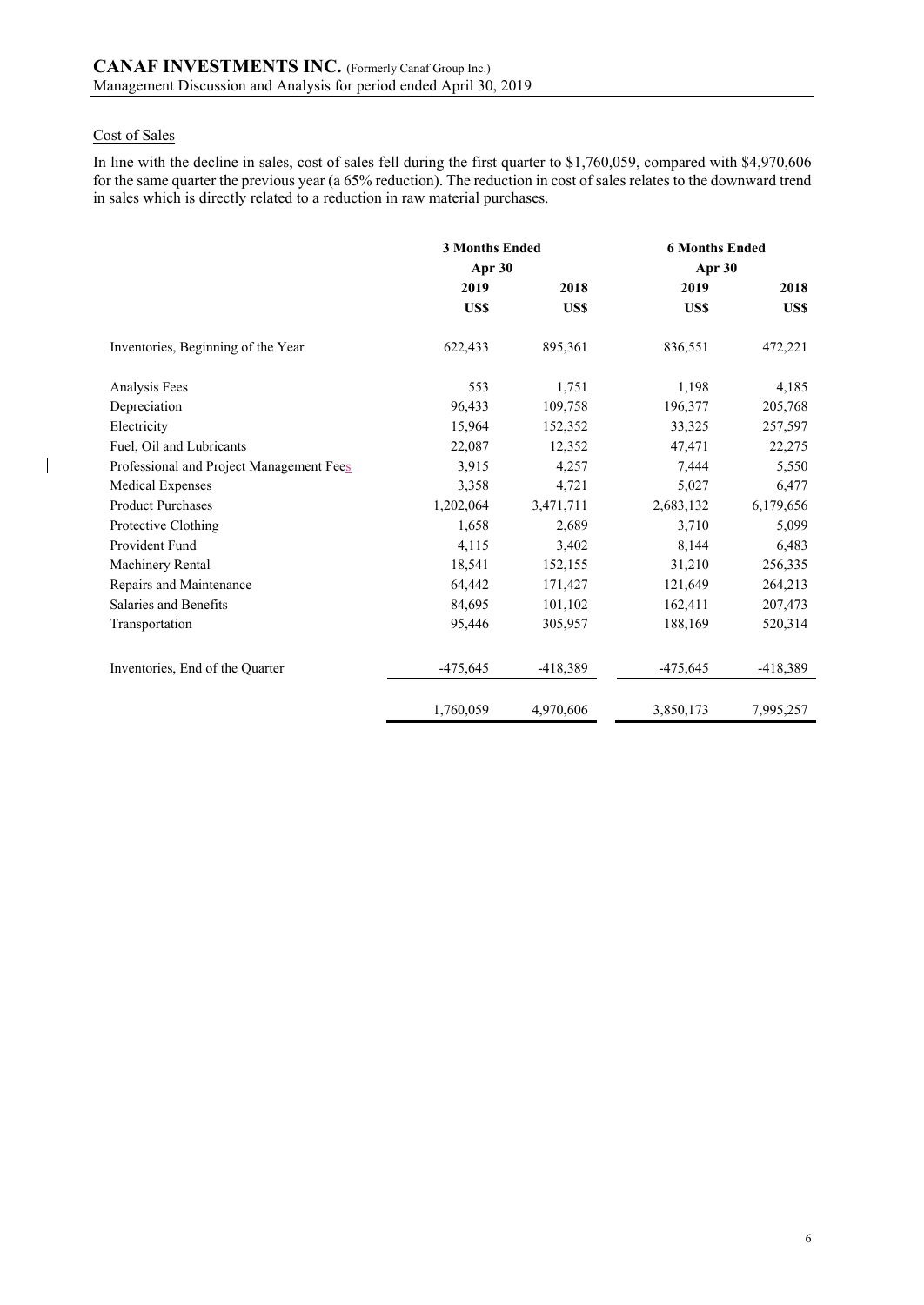## Cost of Sales

In line with the decline in sales, cost of sales fell during the first quarter to $1,760,059, compared with $4,970,606 for the same quarter the previous year (a 65% reduction). The reduction in cost of sales relates to the downward trend in sales which is directly related to a reduction in raw material purchases.

| | 3 Months Ended | | 6 Months Ended | |
|---|---|---|---|---|
| | Apr 30 | | Apr 30 | |
| | 2019 | 2018 | 2019 | 2018 |
| | US$ | US$ | US$ | US$ |
| Inventories, Beginning of the Year | 622,433 | 895,361 | 836,551 | 472,221 |
| Analysis Fees | 553 | 1,751 | 1,198 | 4,185 |
| Depreciation | 96,433 | 109,758 | 196,377 | 205,768 |
| Electricity | 15,964 | 152,352 | 33,325 | 257,597 |
| Fuel, Oil and Lubricants | 22,087 | 12,352 | 47,471 | 22,275 |
| Professional and Project Management Fees | 3,915 | 4,257 | 7,444 | 5,550 |
| Medical Expenses | 3,358 | 4,721 | 5,027 | 6,477 |
| Product Purchases | 1,202,064 | 3,471,711 | 2,683,132 | 6,179,656 |
| Protective Clothing | 1,658 | 2,689 | 3,710 | 5,099 |
| Provident Fund | 4,115 | 3,402 | 8,144 | 6,483 |
| Machinery Rental | 18,541 | 152,155 | 31,210 | 256,335 |
| Repairs and Maintenance | 64,442 | 171,427 | 121,649 | 264,213 |
| Salaries and Benefits | 84,695 | 101,102 | 162,411 | 207,473 |
| Transportation | 95,446 | 305,957 | 188,169 | 520,314 |
| Inventories, End of the Quarter | -475,645 | -418,389 | -475,645 | -418,389 |
| | 1,760,059 | 4,970,606 | 3,850,173 | 7,995,257 |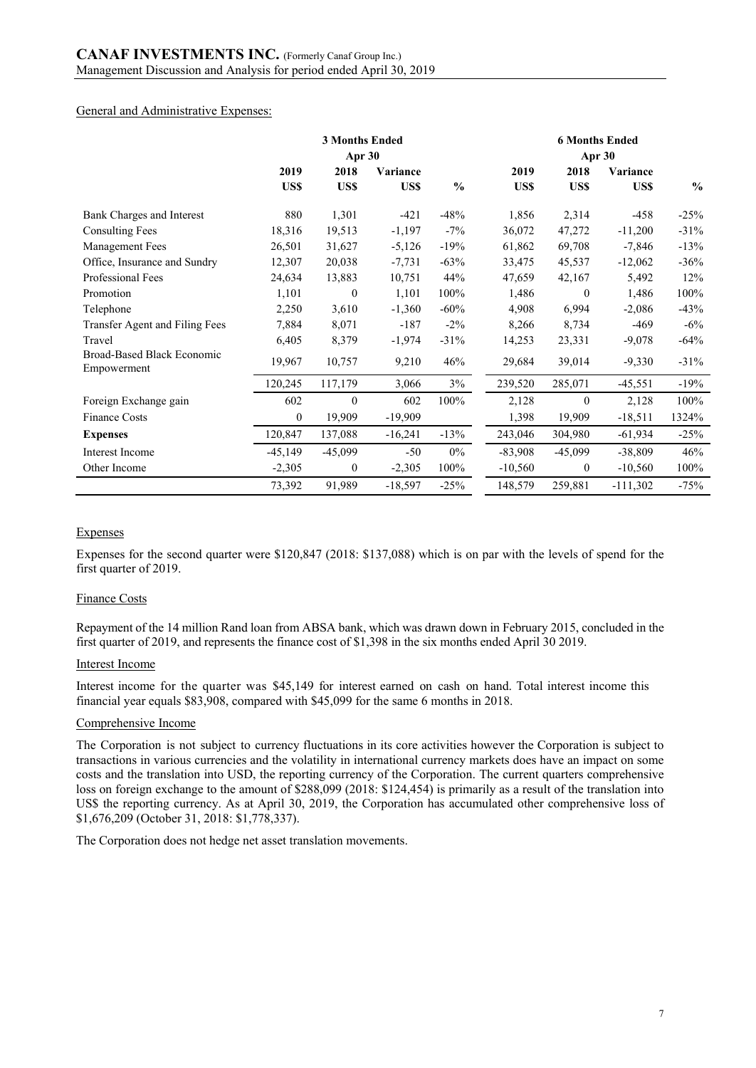General and Administrative Expenses:

| | 3 Months Ended Apr 30 | | | | 6 Months Ended Apr 30 | | | |
|---|---|---|---|---|---|---|---|---|
| | 2019 US$ | 2018 US$ | Variance US$ | % | 2019 US$ | 2018 US$ | Variance US$ | % |
| Bank Charges and Interest | 880 | 1,301 | -421 | -48% | 1,856 | 2,314 | -458 | -25% |
| Consulting Fees | 18,316 | 19,513 | -1,197 | -7% | 36,072 | 47,272 | -11,200 | -31% |
| Management Fees | 26,501 | 31,627 | -5,126 | -19% | 61,862 | 69,708 | -7,846 | -13% |
| Office, Insurance and Sundry | 12,307 | 20,038 | -7,731 | -63% | 33,475 | 45,537 | -12,062 | -36% |
| Professional Fees | 24,634 | 13,883 | 10,751 | 44% | 47,659 | 42,167 | 5,492 | 12% |
| Promotion | 1,101 | 0 | 1,101 | 100% | 1,486 | 0 | 1,486 | 100% |
| Telephone | 2,250 | 3,610 | -1,360 | -60% | 4,908 | 6,994 | -2,086 | -43% |
| Transfer Agent and Filing Fees | 7,884 | 8,071 | -187 | -2% | 8,266 | 8,734 | -469 | -6% |
| Travel | 6,405 | 8,379 | -1,974 | -31% | 14,253 | 23,331 | -9,078 | -64% |
| Broad-Based Black Economic Empowerment | 19,967 | 10,757 | 9,210 | 46% | 29,684 | 39,014 | -9,330 | -31% |
| | 120,245 | 117,179 | 3,066 | 3% | 239,520 | 285,071 | -45,551 | -19% |
| Foreign Exchange gain | 602 | 0 | 602 | 100% | 2,128 | 0 | 2,128 | 100% |
| Finance Costs | 0 | 19,909 | -19,909 | | 1,398 | 19,909 | -18,511 | 1324% |
| **Expenses** | 120,847 | 137,088 | -16,241 | -13% | 243,046 | 304,980 | -61,934 | -25% |
| Interest Income | -45,149 | -45,099 | -50 | 0% | -83,908 | -45,099 | -38,809 | 46% |
| Other Income | -2,305 | 0 | -2,305 | 100% | -10,560 | 0 | -10,560 | 100% |
| | 73,392 | 91,989 | -18,597 | -25% | 148,579 | 259,881 | -111,302 | -75% |

Expenses

Expenses for the second quarter were $120,847 (2018: $137,088) which is on par with the levels of spend for the first quarter of 2019.

Finance Costs

Repayment of the 14 million Rand loan from ABSA bank, which was drawn down in February 2015, concluded in the first quarter of 2019, and represents the finance cost of $1,398 in the six months ended April 30 2019.

Interest Income

Interest income for the quarter was $45,149 for interest earned on cash on hand. Total interest income this financial year equals $83,908, compared with $45,099 for the same 6 months in 2018.

Comprehensive Income

The Corporation is not subject to currency fluctuations in its core activities however the Corporation is subject to transactions in various currencies and the volatility in international currency markets does have an impact on some costs and the translation into USD, the reporting currency of the Corporation. The current quarters comprehensive loss on foreign exchange to the amount of $288,099 (2018: $124,454) is primarily as a result of the translation into US$ the reporting currency. As at April 30, 2019, the Corporation has accumulated other comprehensive loss of $1,676,209 (October 31, 2018: $1,778,337).

The Corporation does not hedge net asset translation movements.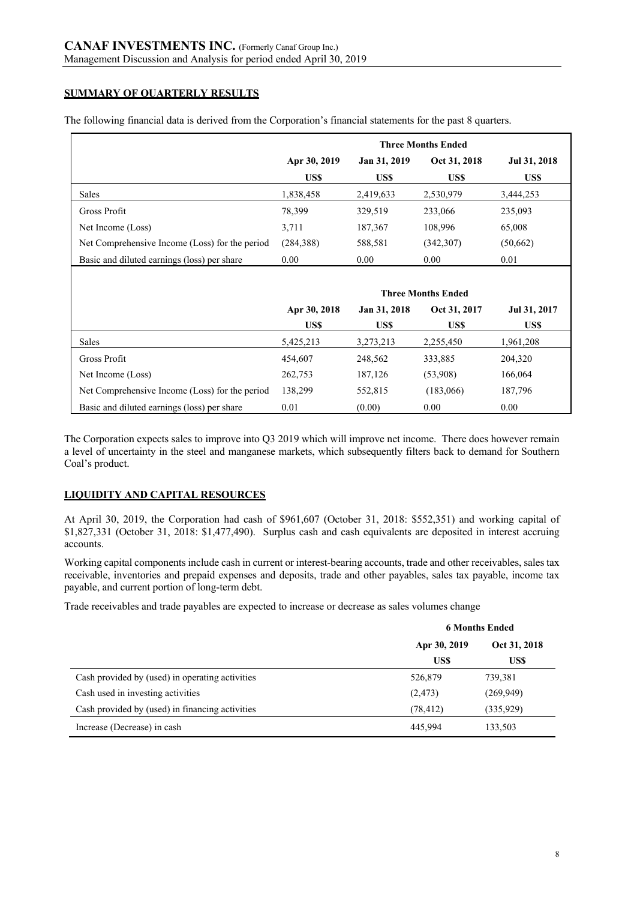## SUMMARY OF QUARTERLY RESULTS

The following financial data is derived from the Corporation's financial statements for the past 8 quarters.

| | Three Months Ended | | | |
|---|---|---|---|---|
| | Apr 30, 2019 | Jan 31, 2019 | Oct 31, 2018 | Jul 31, 2018 |
| | US$ | US$ | US$ | US$ |
| Sales | 1,838,458 | 2,419,633 | 2,530,979 | 3,444,253 |
| Gross Profit | 78,399 | 329,519 | 233,066 | 235,093 |
| Net Income (Loss) | 3,711 | 187,367 | 108,996 | 65,008 |
| Net Comprehensive Income (Loss) for the period | (284,388) | 588,581 | (342,307) | (50,662) |
| Basic and diluted earnings (loss) per share | 0.00 | 0.00 | 0.00 | 0.01 |

| | Three Months Ended | | | |
|---|---|---|---|---|
| | Apr 30, 2018 | Jan 31, 2018 | Oct 31, 2017 | Jul 31, 2017 |
| | US$ | US$ | US$ | US$ |
| Sales | 5,425,213 | 3,273,213 | 2,255,450 | 1,961,208 |
| Gross Profit | 454,607 | 248,562 | 333,885 | 204,320 |
| Net Income (Loss) | 262,753 | 187,126 | (53,908) | 166,064 |
| Net Comprehensive Income (Loss) for the period | 138,299 | 552,815 | (183,066) | 187,796 |
| Basic and diluted earnings (loss) per share | 0.01 | (0.00) | 0.00 | 0.00 |

The Corporation expects sales to improve into Q3 2019 which will improve net income. There does however remain a level of uncertainty in the steel and manganese markets, which subsequently filters back to demand for Southern Coal's product.

## LIQUIDITY AND CAPITAL RESOURCES

At April 30, 2019, the Corporation had cash of $961,607 (October 31, 2018: $552,351) and working capital of $1,827,331 (October 31, 2018: $1,477,490). Surplus cash and cash equivalents are deposited in interest accruing accounts.

Working capital components include cash in current or interest-bearing accounts, trade and other receivables, sales tax receivable, inventories and prepaid expenses and deposits, trade and other payables, sales tax payable, income tax payable, and current portion of long-term debt.

Trade receivables and trade payables are expected to increase or decrease as sales volumes change

| | 6 Months Ended | |
|---|---|---|
| | Apr 30, 2019 | Oct 31, 2018 |
| | US$ | US$ |
| Cash provided by (used) in operating activities | 526,879 | 739,381 |
| Cash used in investing activities | (2,473) | (269,949) |
| Cash provided by (used) in financing activities | (78,412) | (335,929) |
| Increase (Decrease) in cash | 445,994 | 133,503 |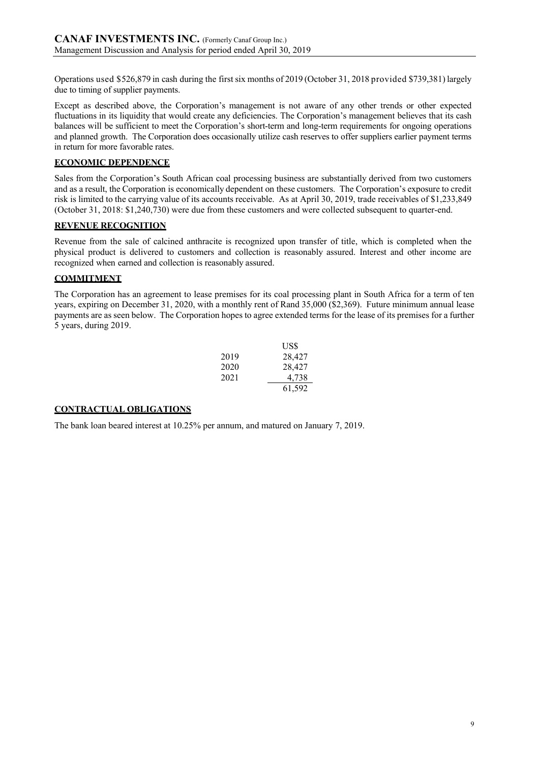Operations used \$526,879 in cash during the first six months of 2019 (October 31, 2018 provided \$739,381) largely due to timing of supplier payments.

Except as described above, the Corporation's management is not aware of any other trends or other expected fluctuations in its liquidity that would create any deficiencies. The Corporation's management believes that its cash balances will be sufficient to meet the Corporation's short-term and long-term requirements for ongoing operations and planned growth. The Corporation does occasionally utilize cash reserves to offer suppliers earlier payment terms in return for more favorable rates.

## ECONOMIC DEPENDENCE

Sales from the Corporation's South African coal processing business are substantially derived from two customers and as a result, the Corporation is economically dependent on these customers. The Corporation's exposure to credit risk is limited to the carrying value of its accounts receivable. As at April 30, 2019, trade receivables of \$1,233,849 (October 31, 2018: \$1,240,730) were due from these customers and were collected subsequent to quarter-end.

## REVENUE RECOGNITION

Revenue from the sale of calcined anthracite is recognized upon transfer of title, which is completed when the physical product is delivered to customers and collection is reasonably assured. Interest and other income are recognized when earned and collection is reasonably assured.

## COMMITMENT

The Corporation has an agreement to lease premises for its coal processing plant in South Africa for a term of ten years, expiring on December 31, 2020, with a monthly rent of Rand 35,000 (\$2,369). Future minimum annual lease payments are as seen below. The Corporation hopes to agree extended terms for the lease of its premises for a further 5 years, during 2019.

| | US$ |
|---|---|
| 2019 | 28,427 |
| 2020 | 28,427 |
| 2021 | 4,738 |
| | 61,592 |

## CONTRACTUAL OBLIGATIONS

The bank loan beared interest at 10.25% per annum, and matured on January 7, 2019.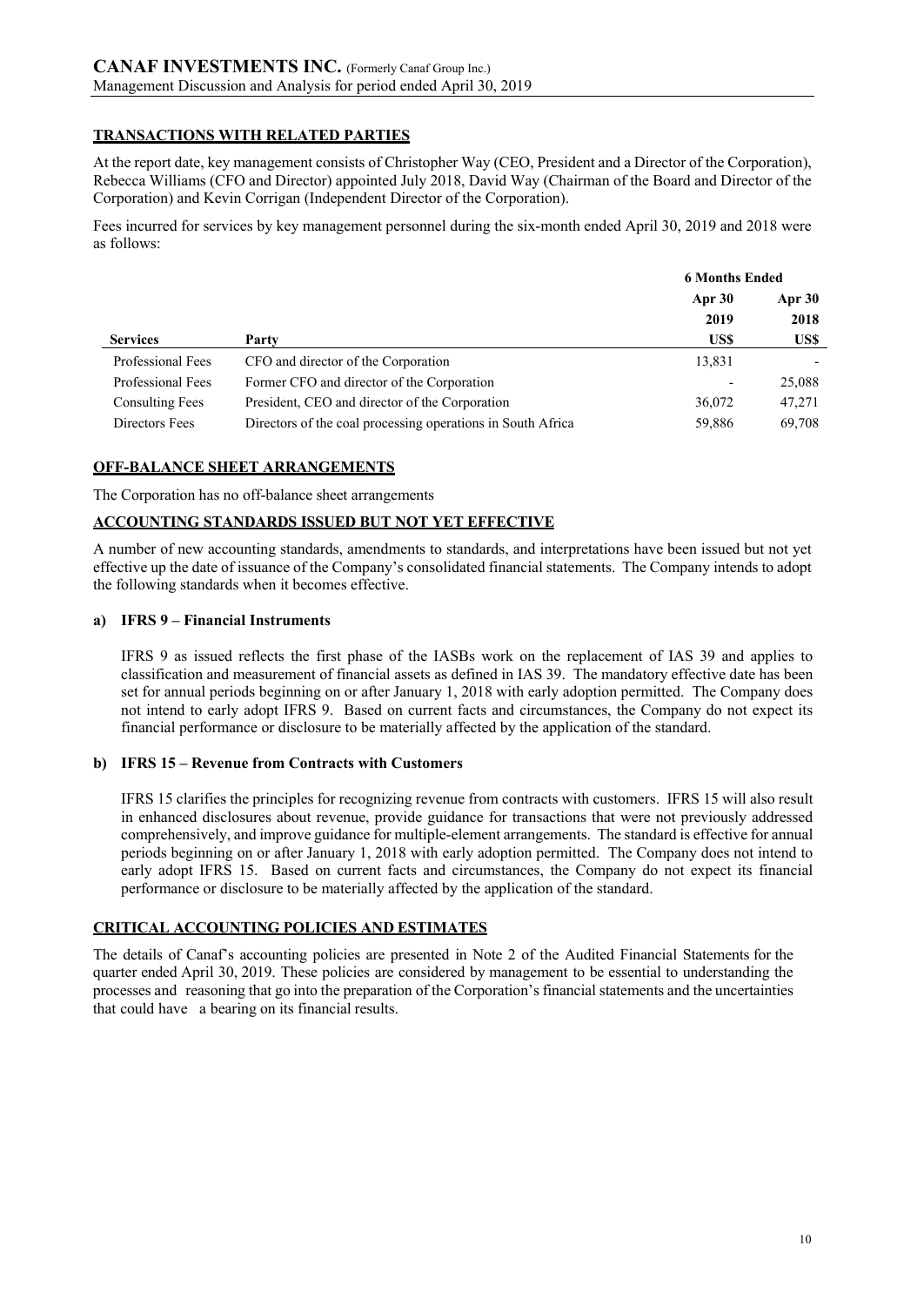## TRANSACTIONS WITH RELATED PARTIES

At the report date, key management consists of Christopher Way (CEO, President and a Director of the Corporation), Rebecca Williams (CFO and Director) appointed July 2018, David Way (Chairman of the Board and Director of the Corporation) and Kevin Corrigan (Independent Director of the Corporation).

Fees incurred for services by key management personnel during the six-month ended April 30, 2019 and 2018 were as follows:

| | | 6 Months Ended | |
|---|---|---|---|
| | | Apr 30 | Apr 30 |
| | | 2019 | 2018 |
| **Services** | **Party** | **US$** | **US$** |
| Professional Fees | CFO and director of the Corporation | 13,831 | - |
| Professional Fees | Former CFO and director of the Corporation | - | 25,088 |
| Consulting Fees | President, CEO and director of the Corporation | 36,072 | 47,271 |
| Directors Fees | Directors of the coal processing operations in South Africa | 59,886 | 69,708 |

## OFF-BALANCE SHEET ARRANGEMENTS

The Corporation has no off-balance sheet arrangements

## ACCOUNTING STANDARDS ISSUED BUT NOT YET EFFECTIVE

A number of new accounting standards, amendments to standards, and interpretations have been issued but not yet effective up the date of issuance of the Company's consolidated financial statements. The Company intends to adopt the following standards when it becomes effective.

### a) IFRS 9 – Financial Instruments

IFRS 9 as issued reflects the first phase of the IASBs work on the replacement of IAS 39 and applies to classification and measurement of financial assets as defined in IAS 39. The mandatory effective date has been set for annual periods beginning on or after January 1, 2018 with early adoption permitted. The Company does not intend to early adopt IFRS 9. Based on current facts and circumstances, the Company do not expect its financial performance or disclosure to be materially affected by the application of the standard.

### b) IFRS 15 – Revenue from Contracts with Customers

IFRS 15 clarifies the principles for recognizing revenue from contracts with customers. IFRS 15 will also result in enhanced disclosures about revenue, provide guidance for transactions that were not previously addressed comprehensively, and improve guidance for multiple-element arrangements. The standard is effective for annual periods beginning on or after January 1, 2018 with early adoption permitted. The Company does not intend to early adopt IFRS 15. Based on current facts and circumstances, the Company do not expect its financial performance or disclosure to be materially affected by the application of the standard.

## CRITICAL ACCOUNTING POLICIES AND ESTIMATES

The details of Canaf's accounting policies are presented in Note 2 of the Audited Financial Statements for the quarter ended April 30, 2019. These policies are considered by management to be essential to understanding the processes and reasoning that go into the preparation of the Corporation's financial statements and the uncertainties that could have a bearing on its financial results.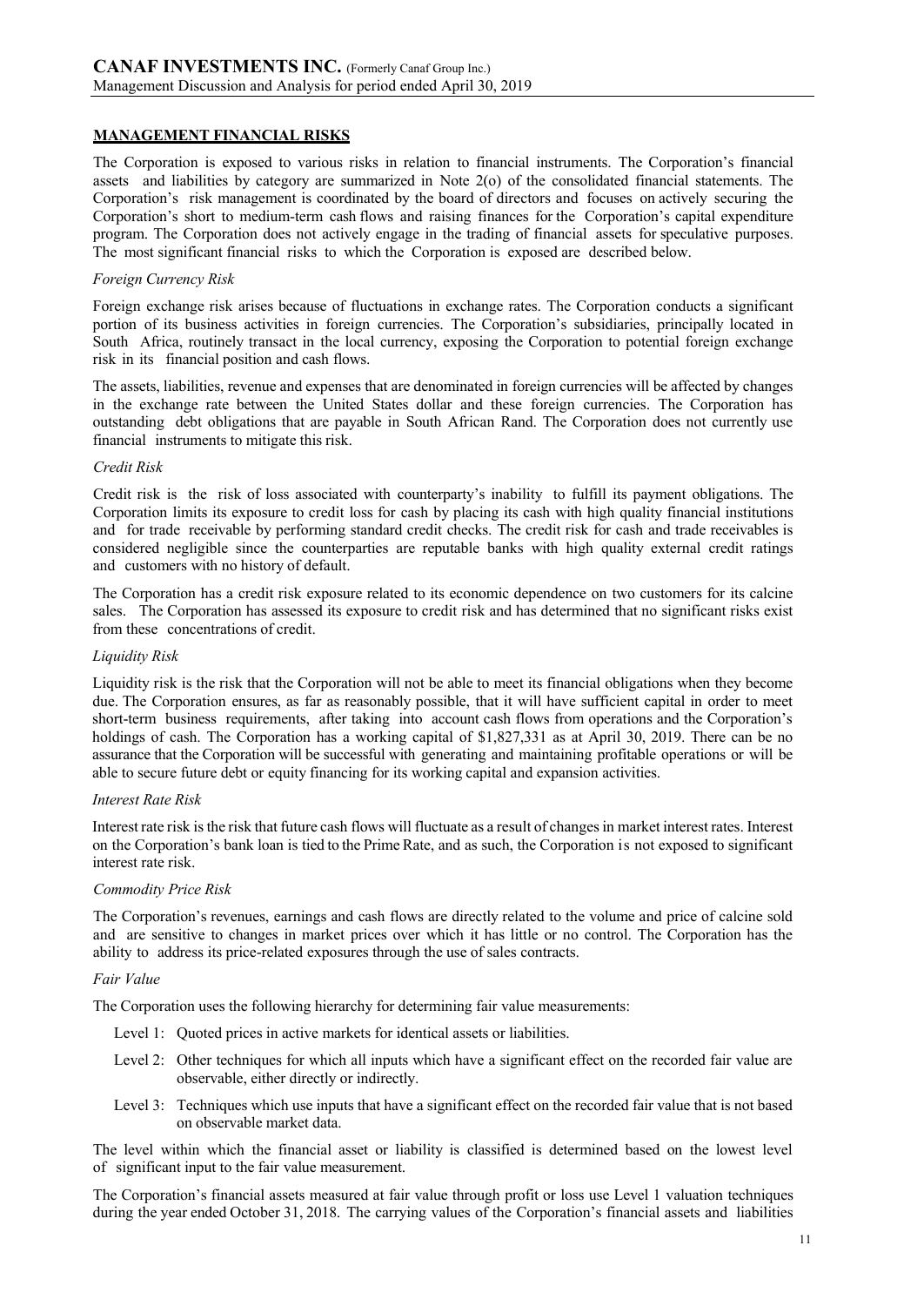## MANAGEMENT FINANCIAL RISKS

The Corporation is exposed to various risks in relation to financial instruments. The Corporation's financial assets and liabilities by category are summarized in Note 2(o) of the consolidated financial statements. The Corporation's risk management is coordinated by the board of directors and focuses on actively securing the Corporation's short to medium-term cash flows and raising finances for the Corporation's capital expenditure program. The Corporation does not actively engage in the trading of financial assets for speculative purposes. The most significant financial risks to which the Corporation is exposed are described below.

*Foreign Currency Risk*

Foreign exchange risk arises because of fluctuations in exchange rates. The Corporation conducts a significant portion of its business activities in foreign currencies. The Corporation's subsidiaries, principally located in South Africa, routinely transact in the local currency, exposing the Corporation to potential foreign exchange risk in its financial position and cash flows.

The assets, liabilities, revenue and expenses that are denominated in foreign currencies will be affected by changes in the exchange rate between the United States dollar and these foreign currencies. The Corporation has outstanding debt obligations that are payable in South African Rand. The Corporation does not currently use financial instruments to mitigate this risk.

*Credit Risk*

Credit risk is the risk of loss associated with counterparty's inability to fulfill its payment obligations. The Corporation limits its exposure to credit loss for cash by placing its cash with high quality financial institutions and for trade receivable by performing standard credit checks. The credit risk for cash and trade receivables is considered negligible since the counterparties are reputable banks with high quality external credit ratings and customers with no history of default.

The Corporation has a credit risk exposure related to its economic dependence on two customers for its calcine sales. The Corporation has assessed its exposure to credit risk and has determined that no significant risks exist from these concentrations of credit.

*Liquidity Risk*

Liquidity risk is the risk that the Corporation will not be able to meet its financial obligations when they become due. The Corporation ensures, as far as reasonably possible, that it will have sufficient capital in order to meet short-term business requirements, after taking into account cash flows from operations and the Corporation's holdings of cash. The Corporation has a working capital of $1,827,331 as at April 30, 2019. There can be no assurance that the Corporation will be successful with generating and maintaining profitable operations or will be able to secure future debt or equity financing for its working capital and expansion activities.

*Interest Rate Risk*

Interest rate risk is the risk that future cash flows will fluctuate as a result of changes in market interest rates. Interest on the Corporation's bank loan is tied to the Prime Rate, and as such, the Corporation is not exposed to significant interest rate risk.

*Commodity Price Risk*

The Corporation's revenues, earnings and cash flows are directly related to the volume and price of calcine sold and are sensitive to changes in market prices over which it has little or no control. The Corporation has the ability to address its price-related exposures through the use of sales contracts.

*Fair Value*

The Corporation uses the following hierarchy for determining fair value measurements:

- Level 1: Quoted prices in active markets for identical assets or liabilities.
- Level 2: Other techniques for which all inputs which have a significant effect on the recorded fair value are observable, either directly or indirectly.
- Level 3: Techniques which use inputs that have a significant effect on the recorded fair value that is not based on observable market data.

The level within which the financial asset or liability is classified is determined based on the lowest level of significant input to the fair value measurement.

The Corporation's financial assets measured at fair value through profit or loss use Level 1 valuation techniques during the year ended October 31, 2018. The carrying values of the Corporation's financial assets and liabilities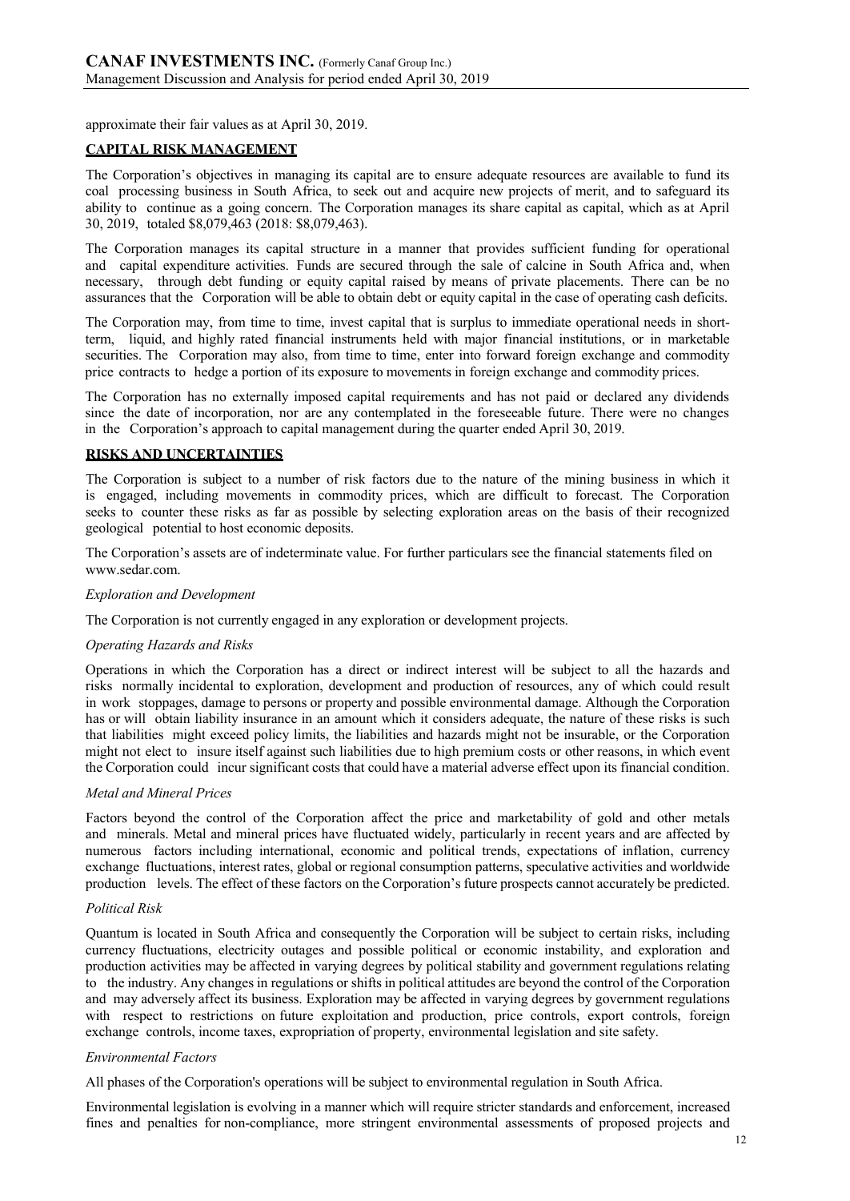approximate their fair values as at April 30, 2019.

## CAPITAL RISK MANAGEMENT

The Corporation's objectives in managing its capital are to ensure adequate resources are available to fund its coal processing business in South Africa, to seek out and acquire new projects of merit, and to safeguard its ability to continue as a going concern. The Corporation manages its share capital as capital, which as at April 30, 2019, totaled $8,079,463 (2018: $8,079,463).

The Corporation manages its capital structure in a manner that provides sufficient funding for operational and capital expenditure activities. Funds are secured through the sale of calcine in South Africa and, when necessary, through debt funding or equity capital raised by means of private placements. There can be no assurances that the Corporation will be able to obtain debt or equity capital in the case of operating cash deficits.

The Corporation may, from time to time, invest capital that is surplus to immediate operational needs in short-term, liquid, and highly rated financial instruments held with major financial institutions, or in marketable securities. The Corporation may also, from time to time, enter into forward foreign exchange and commodity price contracts to hedge a portion of its exposure to movements in foreign exchange and commodity prices.

The Corporation has no externally imposed capital requirements and has not paid or declared any dividends since the date of incorporation, nor are any contemplated in the foreseeable future. There were no changes in the Corporation's approach to capital management during the quarter ended April 30, 2019.

## RISKS AND UNCERTAINTIES

The Corporation is subject to a number of risk factors due to the nature of the mining business in which it is engaged, including movements in commodity prices, which are difficult to forecast. The Corporation seeks to counter these risks as far as possible by selecting exploration areas on the basis of their recognized geological potential to host economic deposits.

The Corporation's assets are of indeterminate value. For further particulars see the financial statements filed on www.sedar.com.

*Exploration and Development*

The Corporation is not currently engaged in any exploration or development projects.

*Operating Hazards and Risks*

Operations in which the Corporation has a direct or indirect interest will be subject to all the hazards and risks normally incidental to exploration, development and production of resources, any of which could result in work stoppages, damage to persons or property and possible environmental damage. Although the Corporation has or will obtain liability insurance in an amount which it considers adequate, the nature of these risks is such that liabilities might exceed policy limits, the liabilities and hazards might not be insurable, or the Corporation might not elect to insure itself against such liabilities due to high premium costs or other reasons, in which event the Corporation could incur significant costs that could have a material adverse effect upon its financial condition.

*Metal and Mineral Prices*

Factors beyond the control of the Corporation affect the price and marketability of gold and other metals and minerals. Metal and mineral prices have fluctuated widely, particularly in recent years and are affected by numerous factors including international, economic and political trends, expectations of inflation, currency exchange fluctuations, interest rates, global or regional consumption patterns, speculative activities and worldwide production levels. The effect of these factors on the Corporation's future prospects cannot accurately be predicted.

*Political Risk*

Quantum is located in South Africa and consequently the Corporation will be subject to certain risks, including currency fluctuations, electricity outages and possible political or economic instability, and exploration and production activities may be affected in varying degrees by political stability and government regulations relating to the industry. Any changes in regulations or shifts in political attitudes are beyond the control of the Corporation and may adversely affect its business. Exploration may be affected in varying degrees by government regulations with respect to restrictions on future exploitation and production, price controls, export controls, foreign exchange controls, income taxes, expropriation of property, environmental legislation and site safety.

*Environmental Factors*

All phases of the Corporation's operations will be subject to environmental regulation in South Africa.

Environmental legislation is evolving in a manner which will require stricter standards and enforcement, increased fines and penalties for non-compliance, more stringent environmental assessments of proposed projects and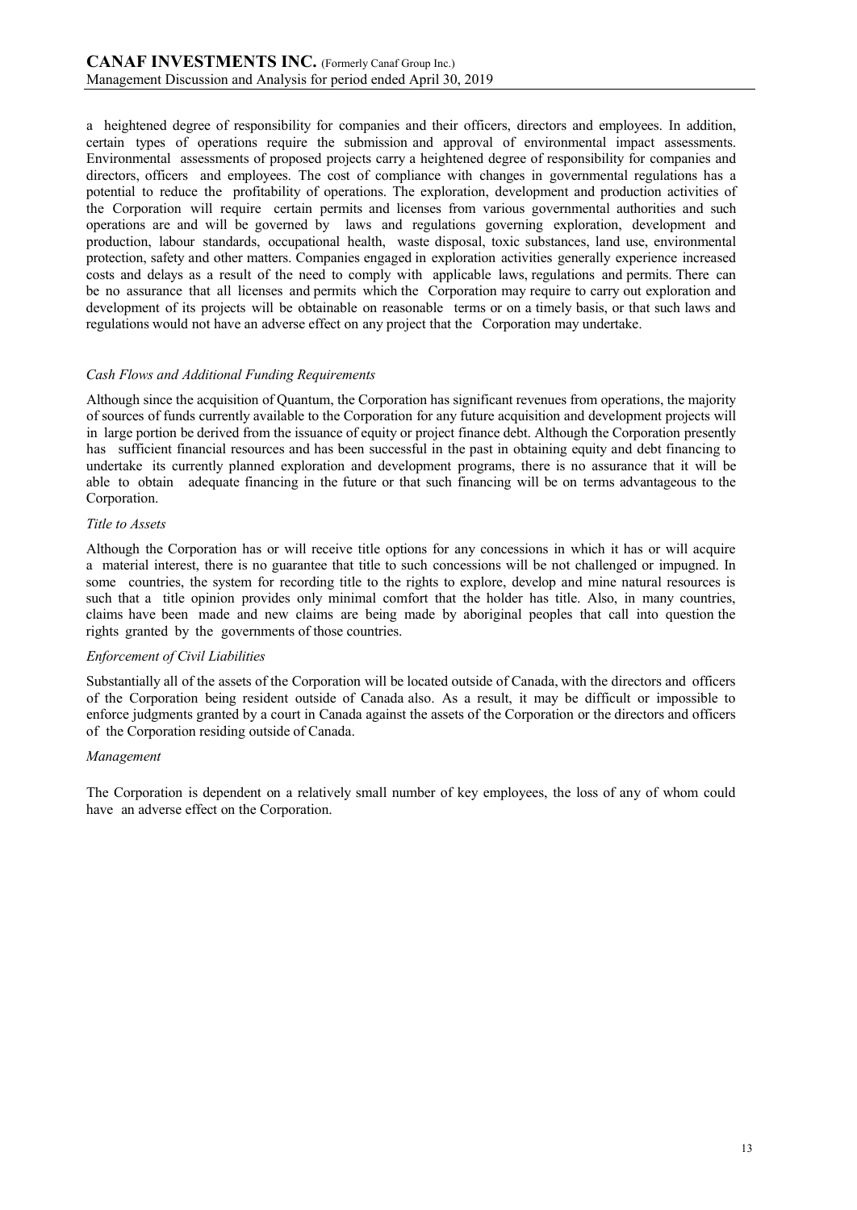a heightened degree of responsibility for companies and their officers, directors and employees. In addition, certain types of operations require the submission and approval of environmental impact assessments. Environmental assessments of proposed projects carry a heightened degree of responsibility for companies and directors, officers and employees. The cost of compliance with changes in governmental regulations has a potential to reduce the profitability of operations. The exploration, development and production activities of the Corporation will require certain permits and licenses from various governmental authorities and such operations are and will be governed by laws and regulations governing exploration, development and production, labour standards, occupational health, waste disposal, toxic substances, land use, environmental protection, safety and other matters. Companies engaged in exploration activities generally experience increased costs and delays as a result of the need to comply with applicable laws, regulations and permits. There can be no assurance that all licenses and permits which the Corporation may require to carry out exploration and development of its projects will be obtainable on reasonable terms or on a timely basis, or that such laws and regulations would not have an adverse effect on any project that the Corporation may undertake.

*Cash Flows and Additional Funding Requirements*

Although since the acquisition of Quantum, the Corporation has significant revenues from operations, the majority of sources of funds currently available to the Corporation for any future acquisition and development projects will in large portion be derived from the issuance of equity or project finance debt. Although the Corporation presently has sufficient financial resources and has been successful in the past in obtaining equity and debt financing to undertake its currently planned exploration and development programs, there is no assurance that it will be able to obtain adequate financing in the future or that such financing will be on terms advantageous to the Corporation.

*Title to Assets*

Although the Corporation has or will receive title options for any concessions in which it has or will acquire a material interest, there is no guarantee that title to such concessions will be not challenged or impugned. In some countries, the system for recording title to the rights to explore, develop and mine natural resources is such that a title opinion provides only minimal comfort that the holder has title. Also, in many countries, claims have been made and new claims are being made by aboriginal peoples that call into question the rights granted by the governments of those countries.

*Enforcement of Civil Liabilities*

Substantially all of the assets of the Corporation will be located outside of Canada, with the directors and officers of the Corporation being resident outside of Canada also. As a result, it may be difficult or impossible to enforce judgments granted by a court in Canada against the assets of the Corporation or the directors and officers of the Corporation residing outside of Canada.

*Management*

The Corporation is dependent on a relatively small number of key employees, the loss of any of whom could have an adverse effect on the Corporation.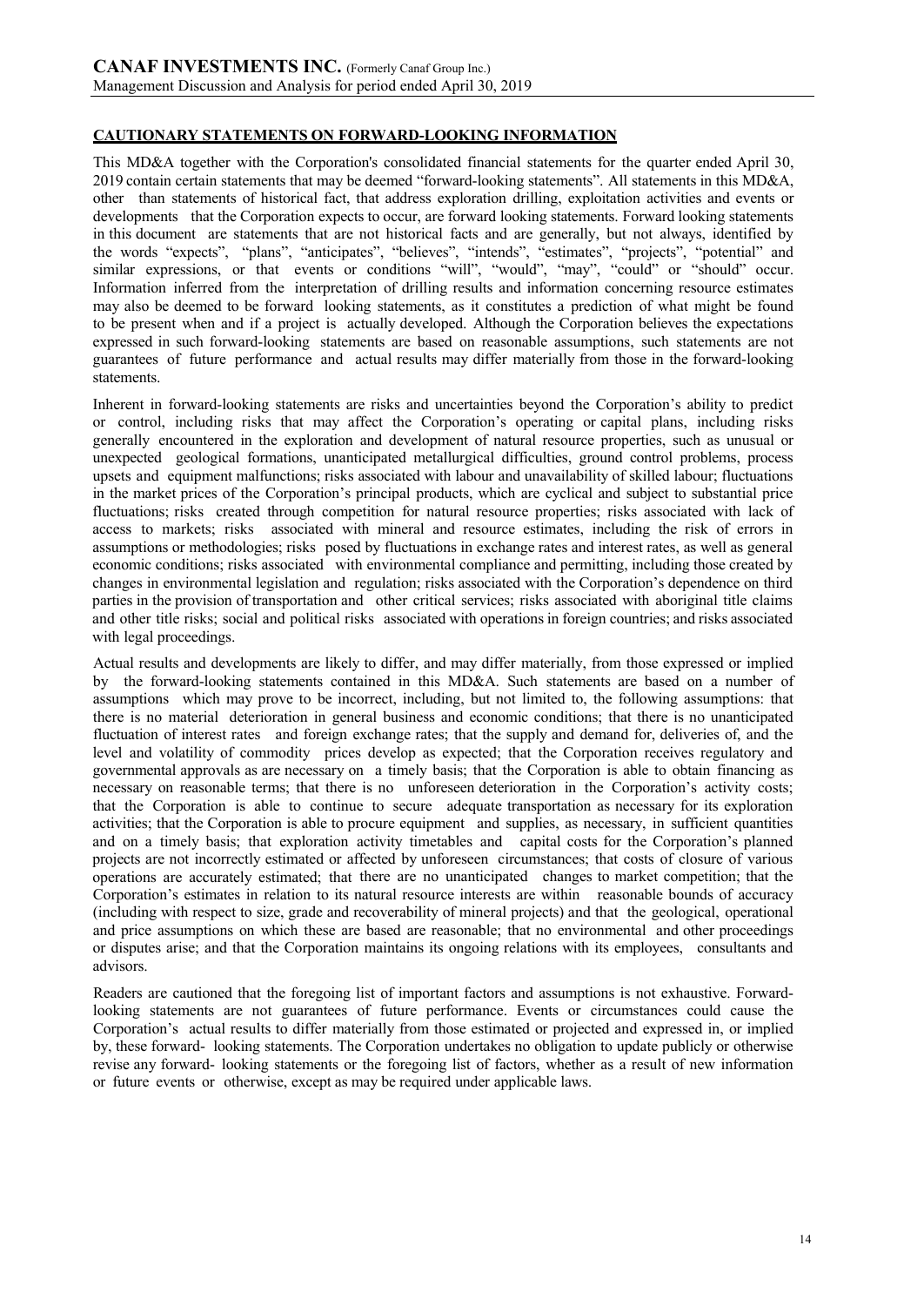## CAUTIONARY STATEMENTS ON FORWARD-LOOKING INFORMATION

This MD&A together with the Corporation's consolidated financial statements for the quarter ended April 30, 2019 contain certain statements that may be deemed "forward-looking statements". All statements in this MD&A, other than statements of historical fact, that address exploration drilling, exploitation activities and events or developments that the Corporation expects to occur, are forward looking statements. Forward looking statements in this document are statements that are not historical facts and are generally, but not always, identified by the words "expects", "plans", "anticipates", "believes", "intends", "estimates", "projects", "potential" and similar expressions, or that events or conditions "will", "would", "may", "could" or "should" occur. Information inferred from the interpretation of drilling results and information concerning resource estimates may also be deemed to be forward looking statements, as it constitutes a prediction of what might be found to be present when and if a project is actually developed. Although the Corporation believes the expectations expressed in such forward-looking statements are based on reasonable assumptions, such statements are not guarantees of future performance and actual results may differ materially from those in the forward-looking statements.

Inherent in forward-looking statements are risks and uncertainties beyond the Corporation's ability to predict or control, including risks that may affect the Corporation's operating or capital plans, including risks generally encountered in the exploration and development of natural resource properties, such as unusual or unexpected geological formations, unanticipated metallurgical difficulties, ground control problems, process upsets and equipment malfunctions; risks associated with labour and unavailability of skilled labour; fluctuations in the market prices of the Corporation's principal products, which are cyclical and subject to substantial price fluctuations; risks created through competition for natural resource properties; risks associated with lack of access to markets; risks associated with mineral and resource estimates, including the risk of errors in assumptions or methodologies; risks posed by fluctuations in exchange rates and interest rates, as well as general economic conditions; risks associated with environmental compliance and permitting, including those created by changes in environmental legislation and regulation; risks associated with the Corporation's dependence on third parties in the provision of transportation and other critical services; risks associated with aboriginal title claims and other title risks; social and political risks associated with operations in foreign countries; and risks associated with legal proceedings.

Actual results and developments are likely to differ, and may differ materially, from those expressed or implied by the forward-looking statements contained in this MD&A. Such statements are based on a number of assumptions which may prove to be incorrect, including, but not limited to, the following assumptions: that there is no material deterioration in general business and economic conditions; that there is no unanticipated fluctuation of interest rates and foreign exchange rates; that the supply and demand for, deliveries of, and the level and volatility of commodity prices develop as expected; that the Corporation receives regulatory and governmental approvals as are necessary on a timely basis; that the Corporation is able to obtain financing as necessary on reasonable terms; that there is no unforeseen deterioration in the Corporation's activity costs; that the Corporation is able to continue to secure adequate transportation as necessary for its exploration activities; that the Corporation is able to procure equipment and supplies, as necessary, in sufficient quantities and on a timely basis; that exploration activity timetables and capital costs for the Corporation's planned projects are not incorrectly estimated or affected by unforeseen circumstances; that costs of closure of various operations are accurately estimated; that there are no unanticipated changes to market competition; that the Corporation's estimates in relation to its natural resource interests are within reasonable bounds of accuracy (including with respect to size, grade and recoverability of mineral projects) and that the geological, operational and price assumptions on which these are based are reasonable; that no environmental and other proceedings or disputes arise; and that the Corporation maintains its ongoing relations with its employees, consultants and advisors.

Readers are cautioned that the foregoing list of important factors and assumptions is not exhaustive. Forward-looking statements are not guarantees of future performance. Events or circumstances could cause the Corporation's actual results to differ materially from those estimated or projected and expressed in, or implied by, these forward- looking statements. The Corporation undertakes no obligation to update publicly or otherwise revise any forward- looking statements or the foregoing list of factors, whether as a result of new information or future events or otherwise, except as may be required under applicable laws.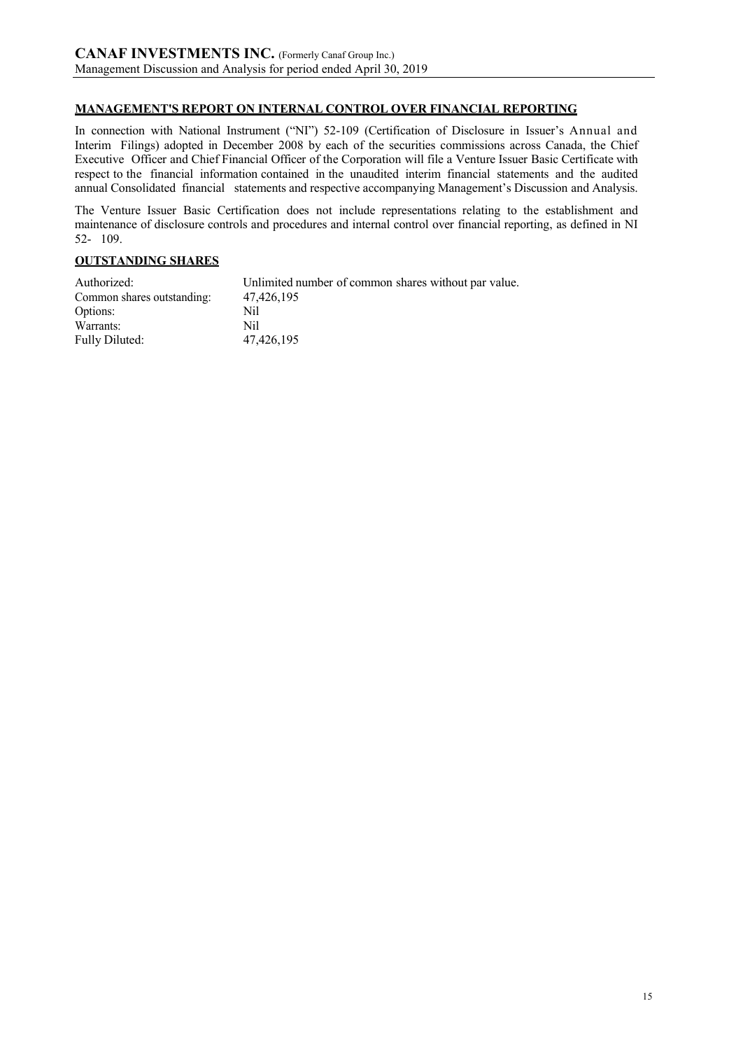## MANAGEMENT'S REPORT ON INTERNAL CONTROL OVER FINANCIAL REPORTING

In connection with National Instrument ("NI") 52-109 (Certification of Disclosure in Issuer's Annual and Interim Filings) adopted in December 2008 by each of the securities commissions across Canada, the Chief Executive Officer and Chief Financial Officer of the Corporation will file a Venture Issuer Basic Certificate with respect to the financial information contained in the unaudited interim financial statements and the audited annual Consolidated financial statements and respective accompanying Management's Discussion and Analysis.

The Venture Issuer Basic Certification does not include representations relating to the establishment and maintenance of disclosure controls and procedures and internal control over financial reporting, as defined in NI 52- 109.

## OUTSTANDING SHARES

| | |
|---|---|
| Authorized: | Unlimited number of common shares without par value. |
| Common shares outstanding: | 47,426,195 |
| Options: | Nil |
| Warrants: | Nil |
| Fully Diluted: | 47,426,195 |